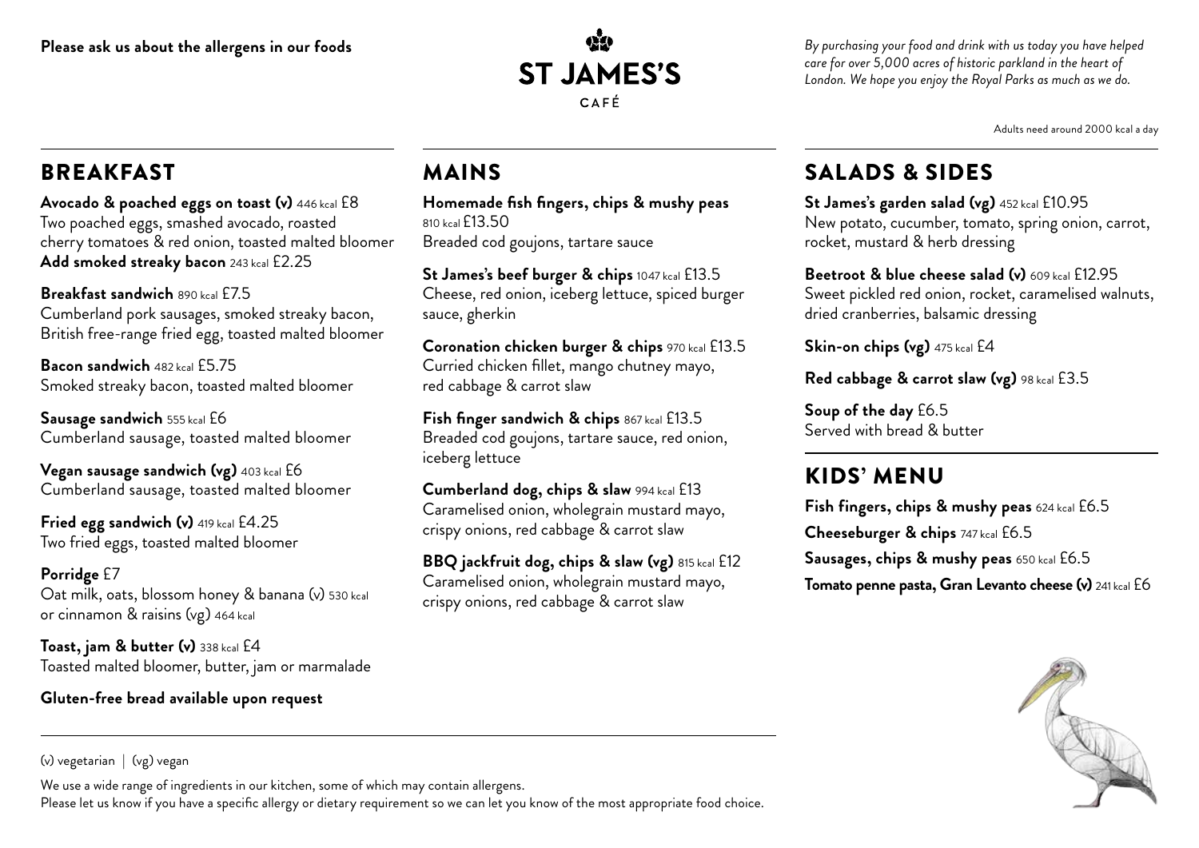**Please ask us about the allergens in our foods**

# ST JAMES'S CAFÉ

*By purchasing your food and drink with us today you have helped care for over 5,000 acres of historic parkland in the heart of London. We hope you enjoy the Royal Parks as much as we do.*

Adults need around 2000 kcal a day

## BREAKFAST

**Avocado & poached eggs on toast (v)** 446 kcal £8
Two poached eggs, smashed avocado, roasted cherry tomatoes & red onion, toasted malted bloomer
**Add smoked streaky bacon** 243 kcal £2.25

**Breakfast sandwich** 890 kcal £7.5
Cumberland pork sausages, smoked streaky bacon, British free-range fried egg, toasted malted bloomer

**Bacon sandwich** 482 kcal £5.75
Smoked streaky bacon, toasted malted bloomer

**Sausage sandwich** 555 kcal £6
Cumberland sausage, toasted malted bloomer

**Vegan sausage sandwich (vg)** 403 kcal £6
Cumberland sausage, toasted malted bloomer

**Fried egg sandwich (v)** 419 kcal £4.25
Two fried eggs, toasted malted bloomer

**Porridge** £7
Oat milk, oats, blossom honey & banana (v) 530 kcal or cinnamon & raisins (vg) 464 kcal

**Toast, jam & butter (v)** 338 kcal £4
Toasted malted bloomer, butter, jam or marmalade

**Gluten-free bread available upon request**

## MAINS

**Homemade fish fingers, chips & mushy peas** 810 kcal £13.50
Breaded cod goujons, tartare sauce

**St James's beef burger & chips** 1047 kcal £13.5
Cheese, red onion, iceberg lettuce, spiced burger sauce, gherkin

**Coronation chicken burger & chips** 970 kcal £13.5
Curried chicken fillet, mango chutney mayo, red cabbage & carrot slaw

**Fish finger sandwich & chips** 867 kcal £13.5
Breaded cod goujons, tartare sauce, red onion, iceberg lettuce

**Cumberland dog, chips & slaw** 994 kcal £13
Caramelised onion, wholegrain mustard mayo, crispy onions, red cabbage & carrot slaw

**BBQ jackfruit dog, chips & slaw (vg)** 815 kcal £12
Caramelised onion, wholegrain mustard mayo, crispy onions, red cabbage & carrot slaw

## SALADS & SIDES

**St James's garden salad (vg)** 452 kcal £10.95
New potato, cucumber, tomato, spring onion, carrot, rocket, mustard & herb dressing

**Beetroot & blue cheese salad (v)** 609 kcal £12.95
Sweet pickled red onion, rocket, caramelised walnuts, dried cranberries, balsamic dressing

**Skin-on chips (vg)** 475 kcal £4

**Red cabbage & carrot slaw (vg)** 98 kcal £3.5

**Soup of the day** £6.5
Served with bread & butter

## KIDS' MENU

**Fish fingers, chips & mushy peas** 624 kcal £6.5

**Cheeseburger & chips** 747 kcal £6.5

**Sausages, chips & mushy peas** 650 kcal £6.5

**Tomato penne pasta, Gran Levanto cheese (v)** 241 kcal £6

(v) vegetarian | (vg) vegan

We use a wide range of ingredients in our kitchen, some of which may contain allergens.
Please let us know if you have a specific allergy or dietary requirement so we can let you know of the most appropriate food choice.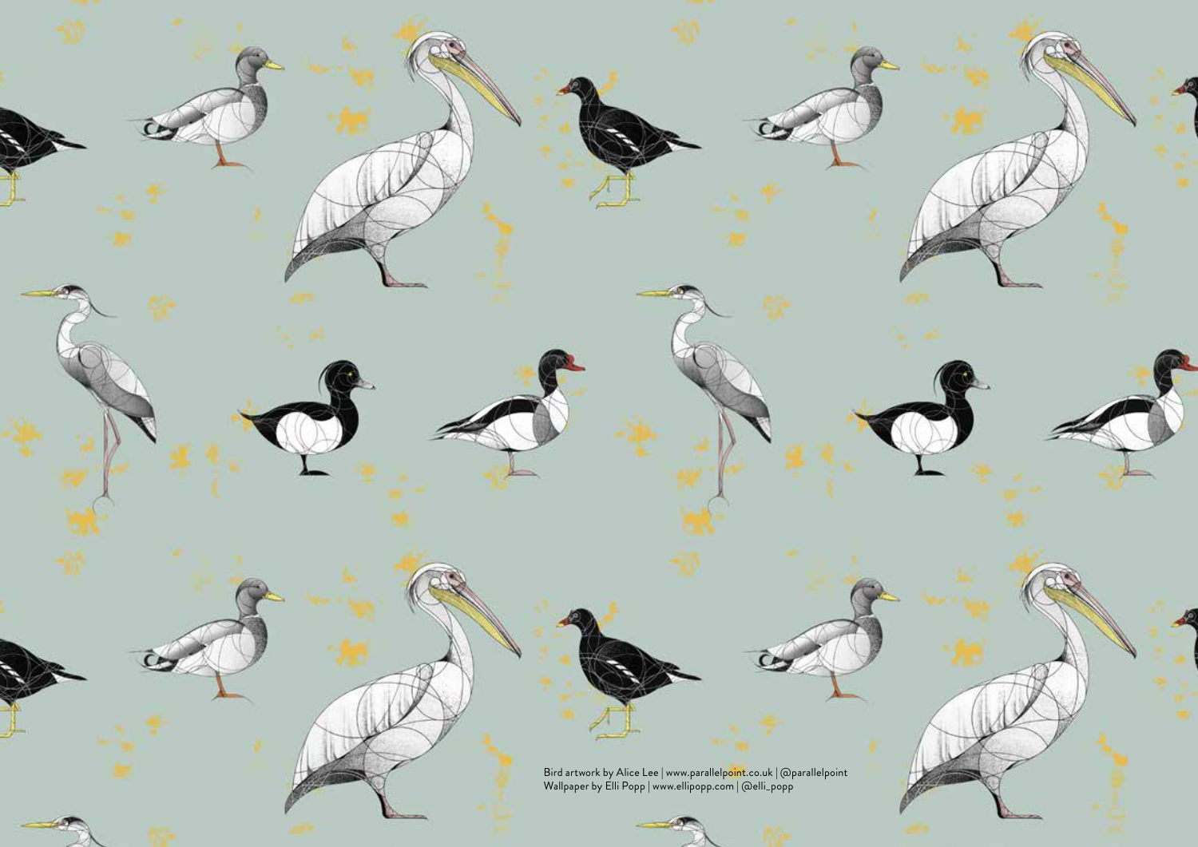Bird artwork by Alice Lee | www.parallelpoint.co.uk | @parallelpoint
Wallpaper by Elli Popp | www.ellipopp.com | @elli_popp